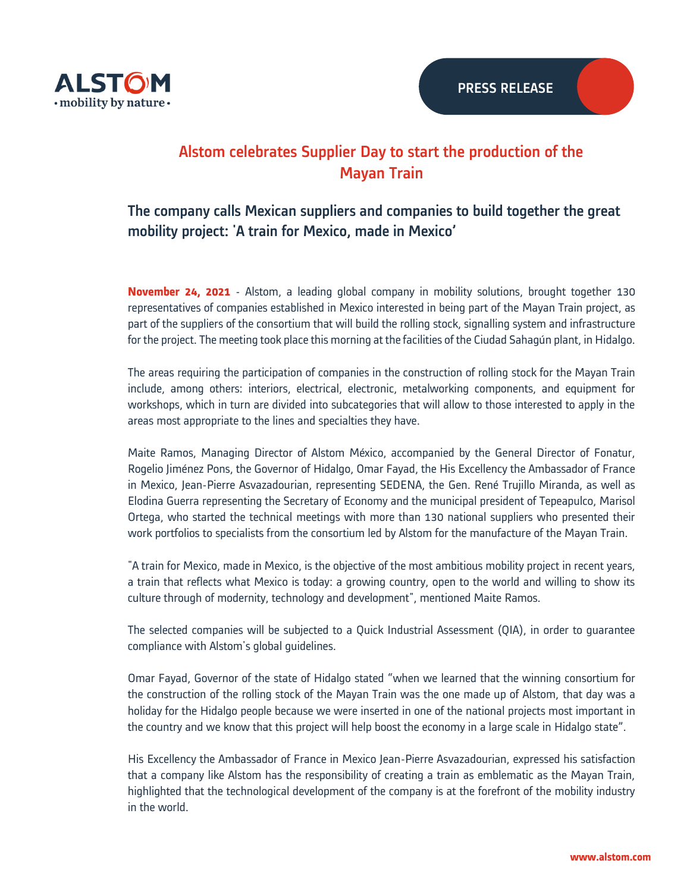ALSTOM
• mobility by nature •

PRESS RELEASE

# Alstom celebrates Supplier Day to start the production of the Mayan Train

## The company calls Mexican suppliers and companies to build together the great mobility project: 'A train for Mexico, made in Mexico'

**November 24, 2021** - Alstom, a leading global company in mobility solutions, brought together 130 representatives of companies established in Mexico interested in being part of the Mayan Train project, as part of the suppliers of the consortium that will build the rolling stock, signalling system and infrastructure for the project. The meeting took place this morning at the facilities of the Ciudad Sahagún plant, in Hidalgo.

The areas requiring the participation of companies in the construction of rolling stock for the Mayan Train include, among others: interiors, electrical, electronic, metalworking components, and equipment for workshops, which in turn are divided into subcategories that will allow to those interested to apply in the areas most appropriate to the lines and specialties they have.

Maite Ramos, Managing Director of Alstom México, accompanied by the General Director of Fonatur, Rogelio Jiménez Pons, the Governor of Hidalgo, Omar Fayad, the His Excellency the Ambassador of France in Mexico, Jean-Pierre Asvazadourian, representing SEDENA, the Gen. René Trujillo Miranda, as well as Elodina Guerra representing the Secretary of Economy and the municipal president of Tepeapulco, Marisol Ortega, who started the technical meetings with more than 130 national suppliers who presented their work portfolios to specialists from the consortium led by Alstom for the manufacture of the Mayan Train.

"A train for Mexico, made in Mexico, is the objective of the most ambitious mobility project in recent years, a train that reflects what Mexico is today: a growing country, open to the world and willing to show its culture through of modernity, technology and development", mentioned Maite Ramos.

The selected companies will be subjected to a Quick Industrial Assessment (QIA), in order to guarantee compliance with Alstom's global guidelines.

Omar Fayad, Governor of the state of Hidalgo stated "when we learned that the winning consortium for the construction of the rolling stock of the Mayan Train was the one made up of Alstom, that day was a holiday for the Hidalgo people because we were inserted in one of the national projects most important in the country and we know that this project will help boost the economy in a large scale in Hidalgo state".

His Excellency the Ambassador of France in Mexico Jean-Pierre Asvazadourian, expressed his satisfaction that a company like Alstom has the responsibility of creating a train as emblematic as the Mayan Train, highlighted that the technological development of the company is at the forefront of the mobility industry in the world.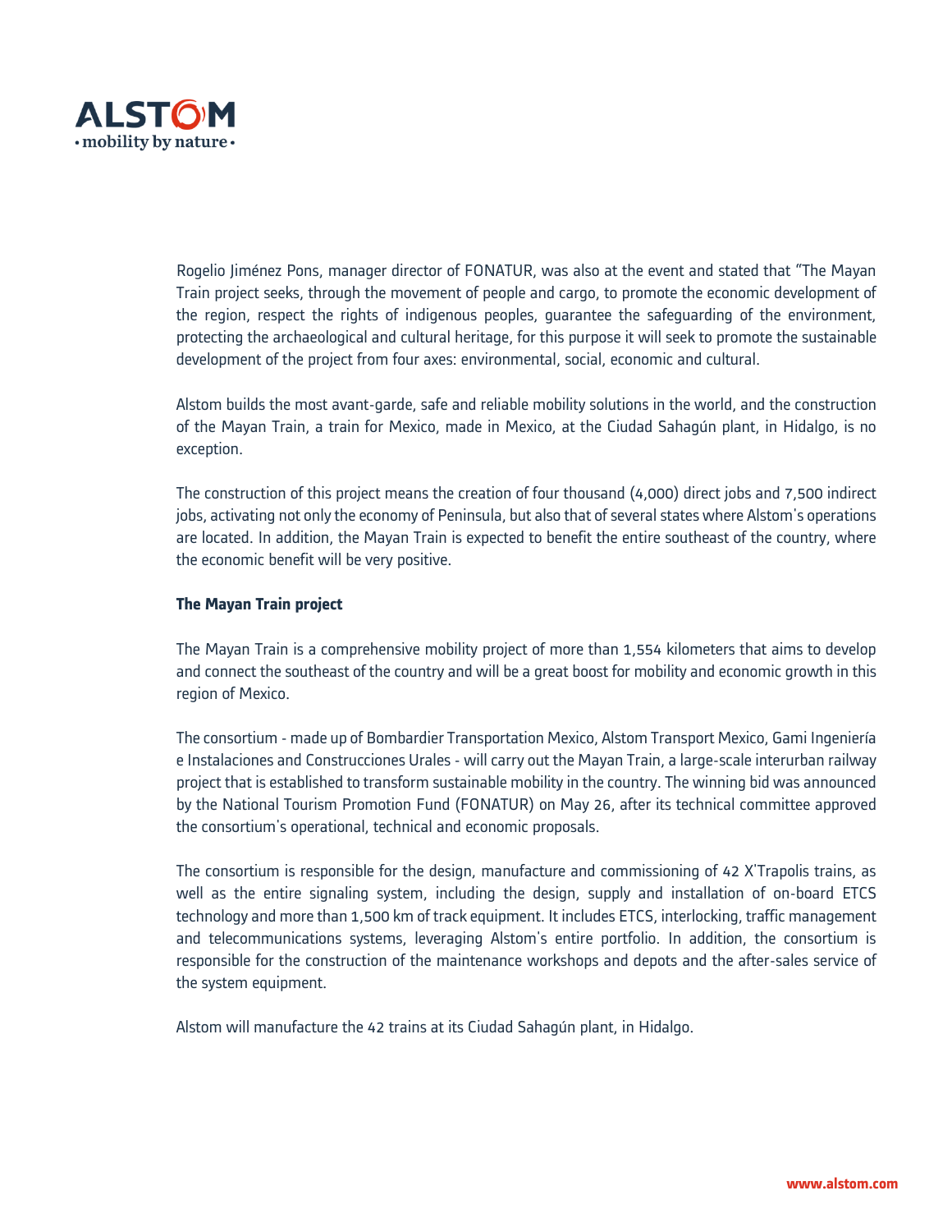Rogelio Jiménez Pons, manager director of FONATUR, was also at the event and stated that "The Mayan Train project seeks, through the movement of people and cargo, to promote the economic development of the region, respect the rights of indigenous peoples, guarantee the safeguarding of the environment, protecting the archaeological and cultural heritage, for this purpose it will seek to promote the sustainable development of the project from four axes: environmental, social, economic and cultural.

Alstom builds the most avant-garde, safe and reliable mobility solutions in the world, and the construction of the Mayan Train, a train for Mexico, made in Mexico, at the Ciudad Sahagún plant, in Hidalgo, is no exception.

The construction of this project means the creation of four thousand (4,000) direct jobs and 7,500 indirect jobs, activating not only the economy of Peninsula, but also that of several states where Alstom's operations are located. In addition, the Mayan Train is expected to benefit the entire southeast of the country, where the economic benefit will be very positive.

**The Mayan Train project**

The Mayan Train is a comprehensive mobility project of more than 1,554 kilometers that aims to develop and connect the southeast of the country and will be a great boost for mobility and economic growth in this region of Mexico.

The consortium - made up of Bombardier Transportation Mexico, Alstom Transport Mexico, Gami Ingeniería e Instalaciones and Construcciones Urales - will carry out the Mayan Train, a large-scale interurban railway project that is established to transform sustainable mobility in the country. The winning bid was announced by the National Tourism Promotion Fund (FONATUR) on May 26, after its technical committee approved the consortium's operational, technical and economic proposals.

The consortium is responsible for the design, manufacture and commissioning of 42 X'Trapolis trains, as well as the entire signaling system, including the design, supply and installation of on-board ETCS technology and more than 1,500 km of track equipment. It includes ETCS, interlocking, traffic management and telecommunications systems, leveraging Alstom's entire portfolio. In addition, the consortium is responsible for the construction of the maintenance workshops and depots and the after-sales service of the system equipment.

Alstom will manufacture the 42 trains at its Ciudad Sahagún plant, in Hidalgo.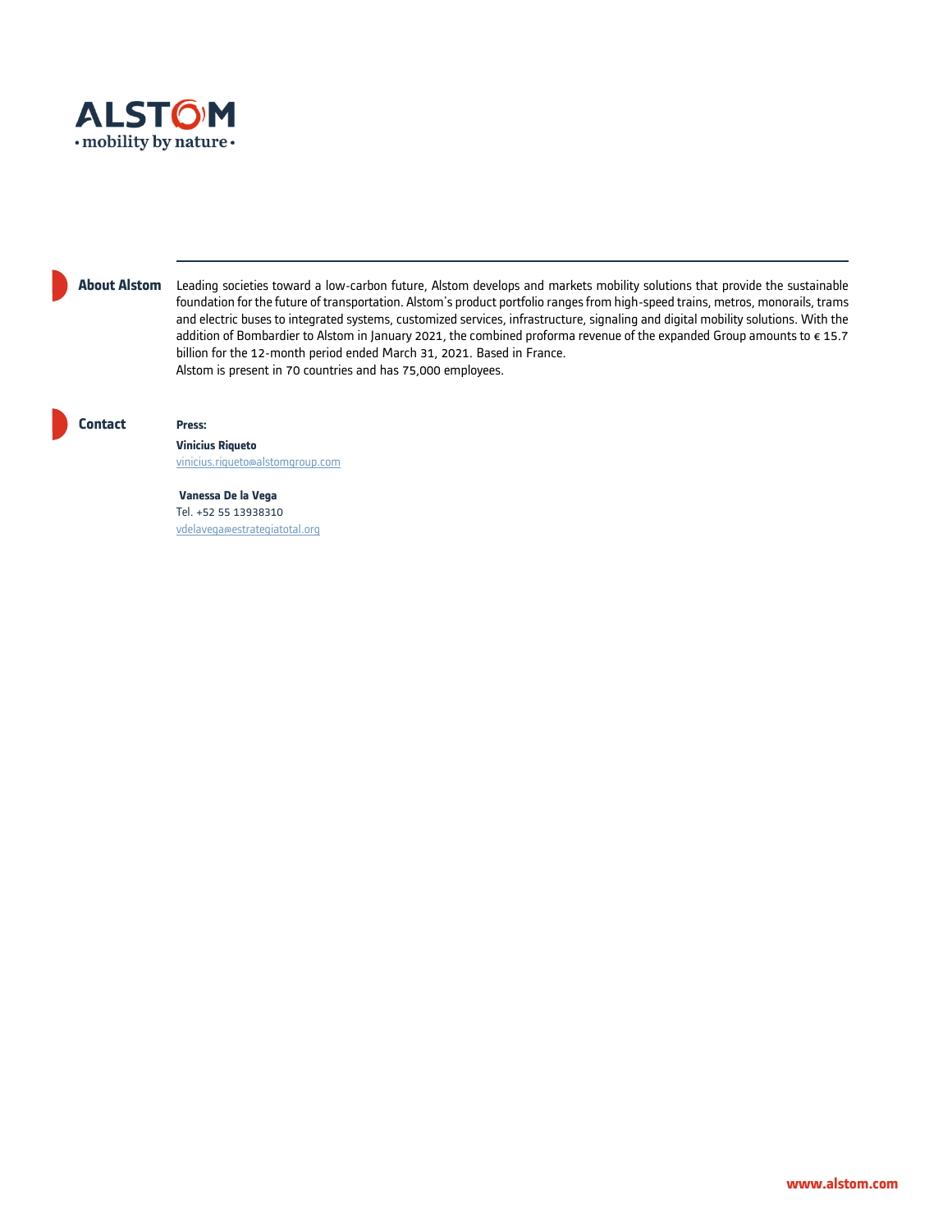## About Alstom

Leading societies toward a low-carbon future, Alstom develops and markets mobility solutions that provide the sustainable foundation for the future of transportation. Alstom's product portfolio ranges from high-speed trains, metros, monorails, trams and electric buses to integrated systems, customized services, infrastructure, signaling and digital mobility solutions. With the addition of Bombardier to Alstom in January 2021, the combined proforma revenue of the expanded Group amounts to € 15.7 billion for the 12-month period ended March 31, 2021. Based in France.
Alstom is present in 70 countries and has 75,000 employees.

## Contact

**Press:**

**Vinicius Riqueto**
vinicius.riqueto@alstomgroup.com

**Vanessa De la Vega**
Tel. +52 55 13938310
vdelavega@estrategiatotal.org

www.alstom.com